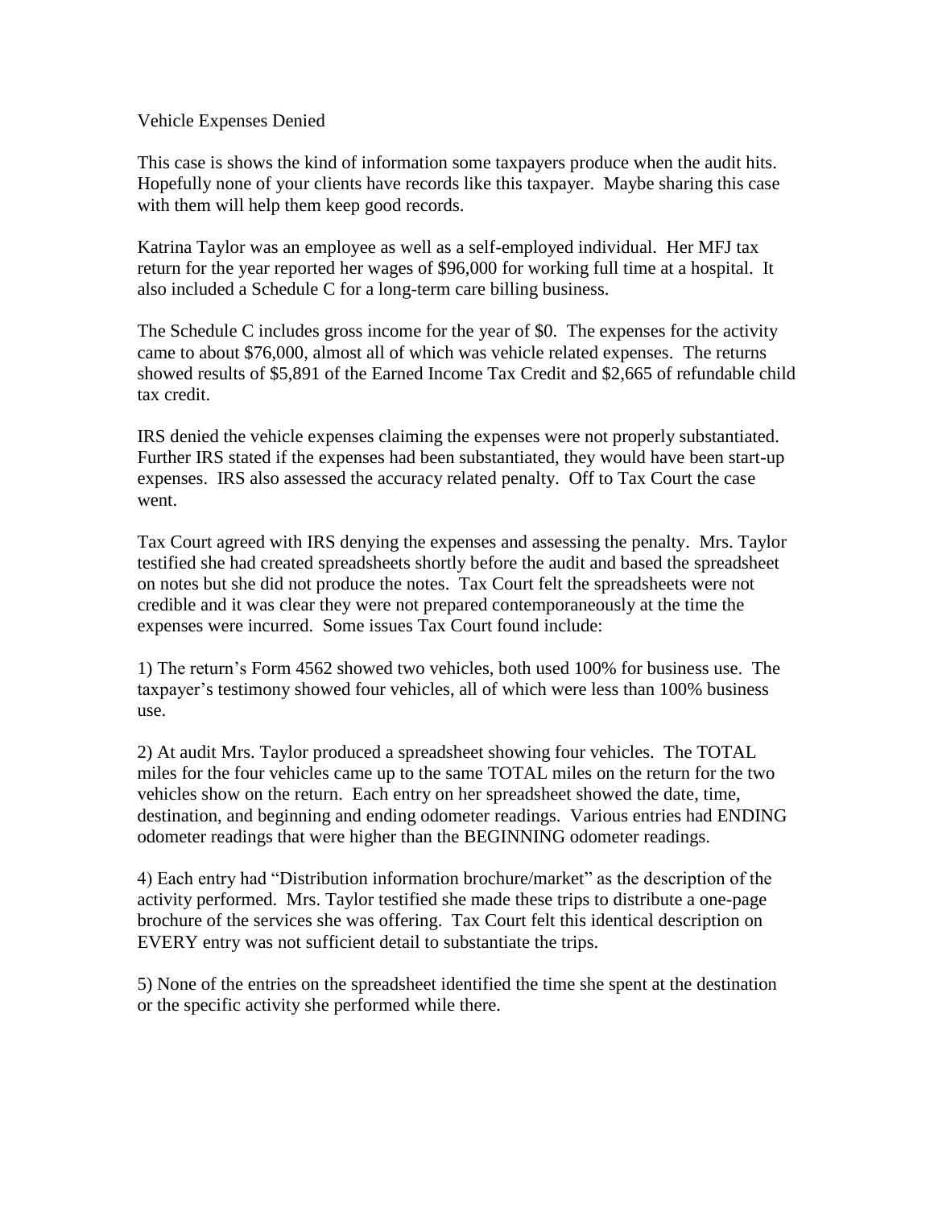Vehicle Expenses Denied

This case is shows the kind of information some taxpayers produce when the audit hits. Hopefully none of your clients have records like this taxpayer. Maybe sharing this case with them will help them keep good records.

Katrina Taylor was an employee as well as a self-employed individual. Her MFJ tax return for the year reported her wages of $96,000 for working full time at a hospital. It also included a Schedule C for a long-term care billing business.

The Schedule C includes gross income for the year of $0. The expenses for the activity came to about $76,000, almost all of which was vehicle related expenses. The returns showed results of $5,891 of the Earned Income Tax Credit and $2,665 of refundable child tax credit.

IRS denied the vehicle expenses claiming the expenses were not properly substantiated. Further IRS stated if the expenses had been substantiated, they would have been start-up expenses. IRS also assessed the accuracy related penalty. Off to Tax Court the case went.

Tax Court agreed with IRS denying the expenses and assessing the penalty. Mrs. Taylor testified she had created spreadsheets shortly before the audit and based the spreadsheet on notes but she did not produce the notes. Tax Court felt the spreadsheets were not credible and it was clear they were not prepared contemporaneously at the time the expenses were incurred. Some issues Tax Court found include:

1) The return's Form 4562 showed two vehicles, both used 100% for business use. The taxpayer's testimony showed four vehicles, all of which were less than 100% business use.

2) At audit Mrs. Taylor produced a spreadsheet showing four vehicles. The TOTAL miles for the four vehicles came up to the same TOTAL miles on the return for the two vehicles show on the return. Each entry on her spreadsheet showed the date, time, destination, and beginning and ending odometer readings. Various entries had ENDING odometer readings that were higher than the BEGINNING odometer readings.

4) Each entry had "Distribution information brochure/market" as the description of the activity performed. Mrs. Taylor testified she made these trips to distribute a one-page brochure of the services she was offering. Tax Court felt this identical description on EVERY entry was not sufficient detail to substantiate the trips.

5) None of the entries on the spreadsheet identified the time she spent at the destination or the specific activity she performed while there.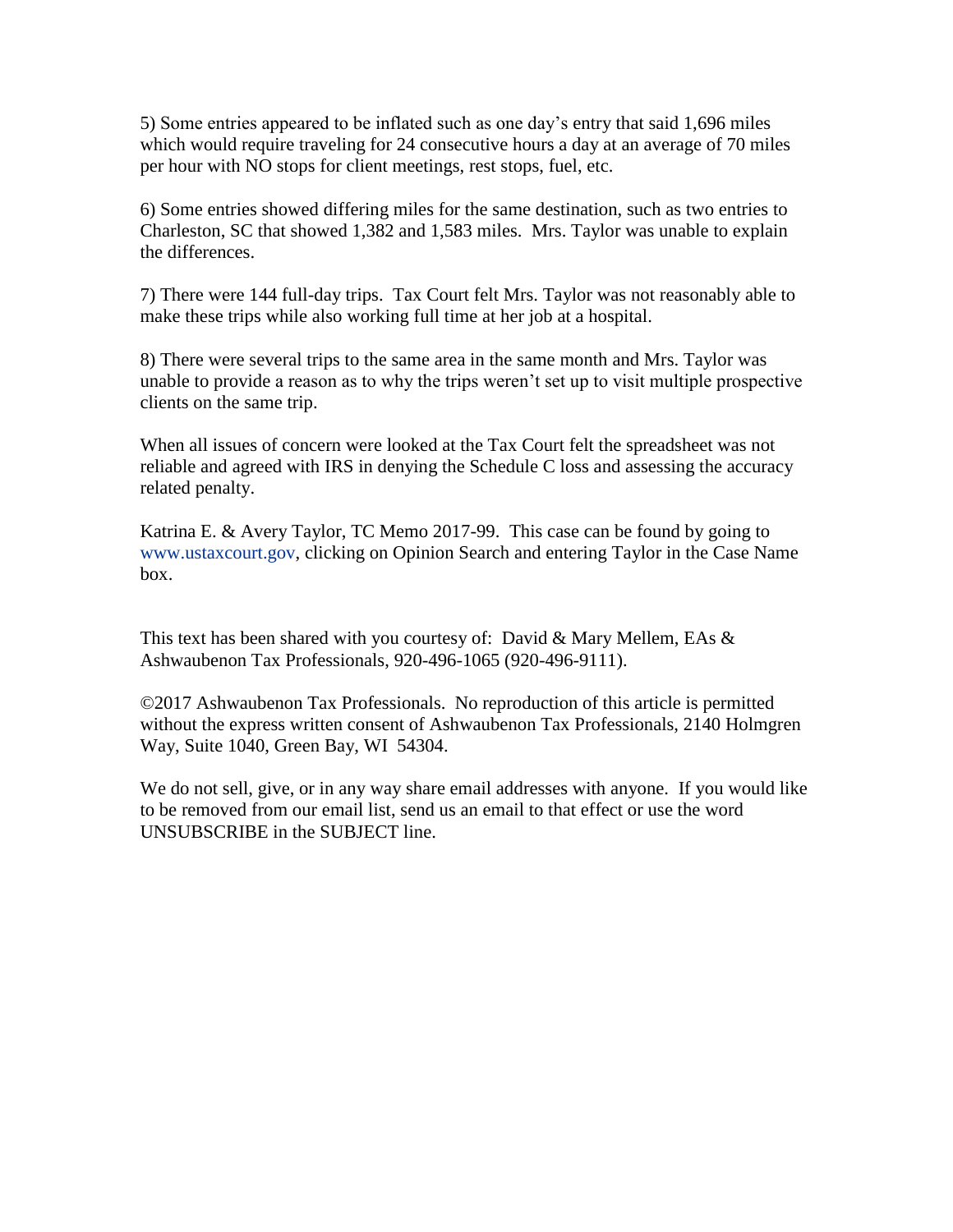5) Some entries appeared to be inflated such as one day's entry that said 1,696 miles which would require traveling for 24 consecutive hours a day at an average of 70 miles per hour with NO stops for client meetings, rest stops, fuel, etc.

6) Some entries showed differing miles for the same destination, such as two entries to Charleston, SC that showed 1,382 and 1,583 miles. Mrs. Taylor was unable to explain the differences.

7) There were 144 full-day trips. Tax Court felt Mrs. Taylor was not reasonably able to make these trips while also working full time at her job at a hospital.

8) There were several trips to the same area in the same month and Mrs. Taylor was unable to provide a reason as to why the trips weren't set up to visit multiple prospective clients on the same trip.

When all issues of concern were looked at the Tax Court felt the spreadsheet was not reliable and agreed with IRS in denying the Schedule C loss and assessing the accuracy related penalty.

Katrina E. & Avery Taylor, TC Memo 2017-99. This case can be found by going to www.ustaxcourt.gov, clicking on Opinion Search and entering Taylor in the Case Name box.

This text has been shared with you courtesy of: David & Mary Mellem, EAs & Ashwaubenon Tax Professionals, 920-496-1065 (920-496-9111).

©2017 Ashwaubenon Tax Professionals. No reproduction of this article is permitted without the express written consent of Ashwaubenon Tax Professionals, 2140 Holmgren Way, Suite 1040, Green Bay, WI 54304.

We do not sell, give, or in any way share email addresses with anyone. If you would like to be removed from our email list, send us an email to that effect or use the word UNSUBSCRIBE in the SUBJECT line.